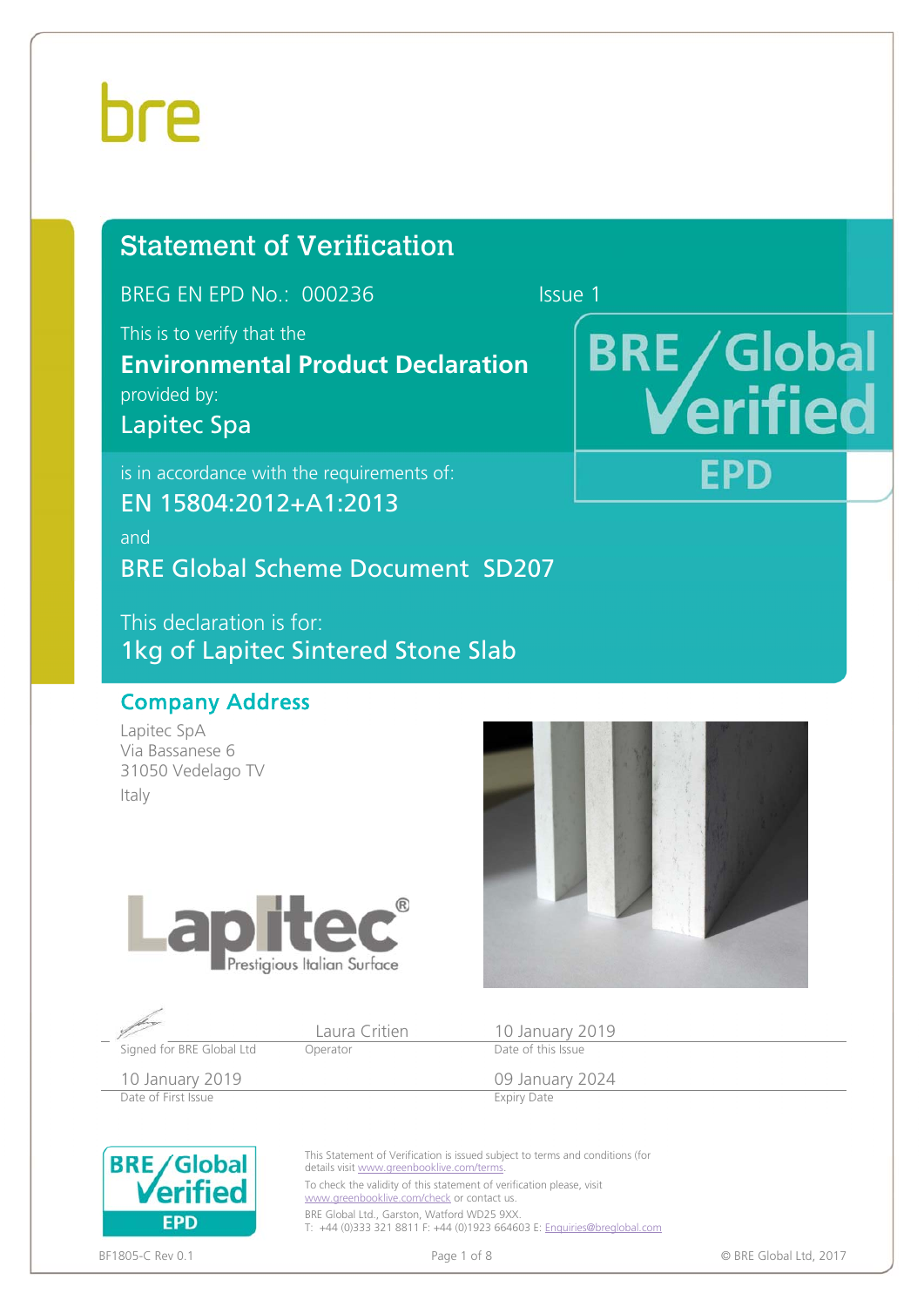bre

# Statement of Verification

BREG EN EPD No.: 000236 Issue 1

This is to verify that the

**Environmental Product Declaration**

provided by:

Lapitec Spa

is in accordance with the requirements of:

EN 15804:2012+A1:2013

and

BRE Global Scheme Document SD207

This declaration is for:

1kg of Lapitec Sintered Stone Slab

BRE Global Verified EPD

## Company Address

Lapitec SpA
Via Bassanese 6
31050 Vedelago TV
Italy

Lapitec® Prestigious Italian Surface

| Signed for BRE Global Ltd | Laura Critien<br>Operator | 10 January 2019<br>Date of this Issue |
|---|---|---|
| 10 January 2019<br>Date of First Issue | | 09 January 2024<br>Expiry Date |

BRE Global Verified EPD

This Statement of Verification is issued subject to terms and conditions (for details visit www.greenbooklive.com/terms.

To check the validity of this statement of verification please, visit www.greenbooklive.com/check or contact us.

BRE Global Ltd., Garston, Watford WD25 9XX.
T: +44 (0)333 321 8811 F: +44 (0)1923 664603 E: Enquiries@breglobal.com

BF1805-C Rev 0.1 © BRE Global Ltd, 2017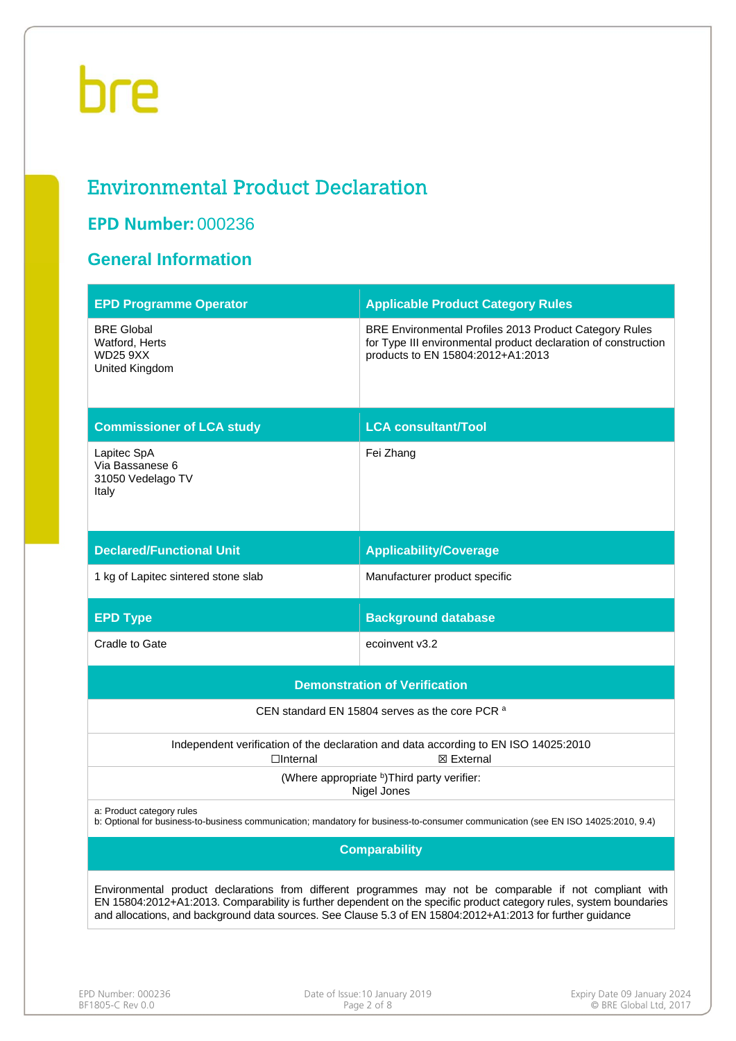bre

# Environmental Product Declaration

## EPD Number: 000236

## General Information

| EPD Programme Operator | Applicable Product Category Rules |
|---|---|
| BRE Global<br>Watford, Herts<br>WD25 9XX<br>United Kingdom | BRE Environmental Profiles 2013 Product Category Rules for Type III environmental product declaration of construction products to EN 15804:2012+A1:2013 |
| **Commissioner of LCA study** | **LCA consultant/Tool** |
| Lapitec SpA<br>Via Bassanese 6<br>31050 Vedelago TV<br>Italy | Fei Zhang |
| **Declared/Functional Unit** | **Applicability/Coverage** |
| 1 kg of Lapitec sintered stone slab | Manufacturer product specific |
| **EPD Type** | **Background database** |
| Cradle to Gate | ecoinvent v3.2 |

| Demonstration of Verification | |
|---|---|
| CEN standard EN 15804 serves as the core PCR [a] | |
| Independent verification of the declaration and data according to EN ISO 14025:2010 | |
| ☐Internal | ☒ External |
| (Where appropriate [b])Third party verifier:<br>Nigel Jones | |

a: Product category rules
b: Optional for business-to-business communication; mandatory for business-to-consumer communication (see EN ISO 14025:2010, 9.4)

### Comparability

Environmental product declarations from different programmes may not be comparable if not compliant with EN 15804:2012+A1:2013. Comparability is further dependent on the specific product category rules, system boundaries and allocations, and background data sources. See Clause 5.3 of EN 15804:2012+A1:2013 for further guidance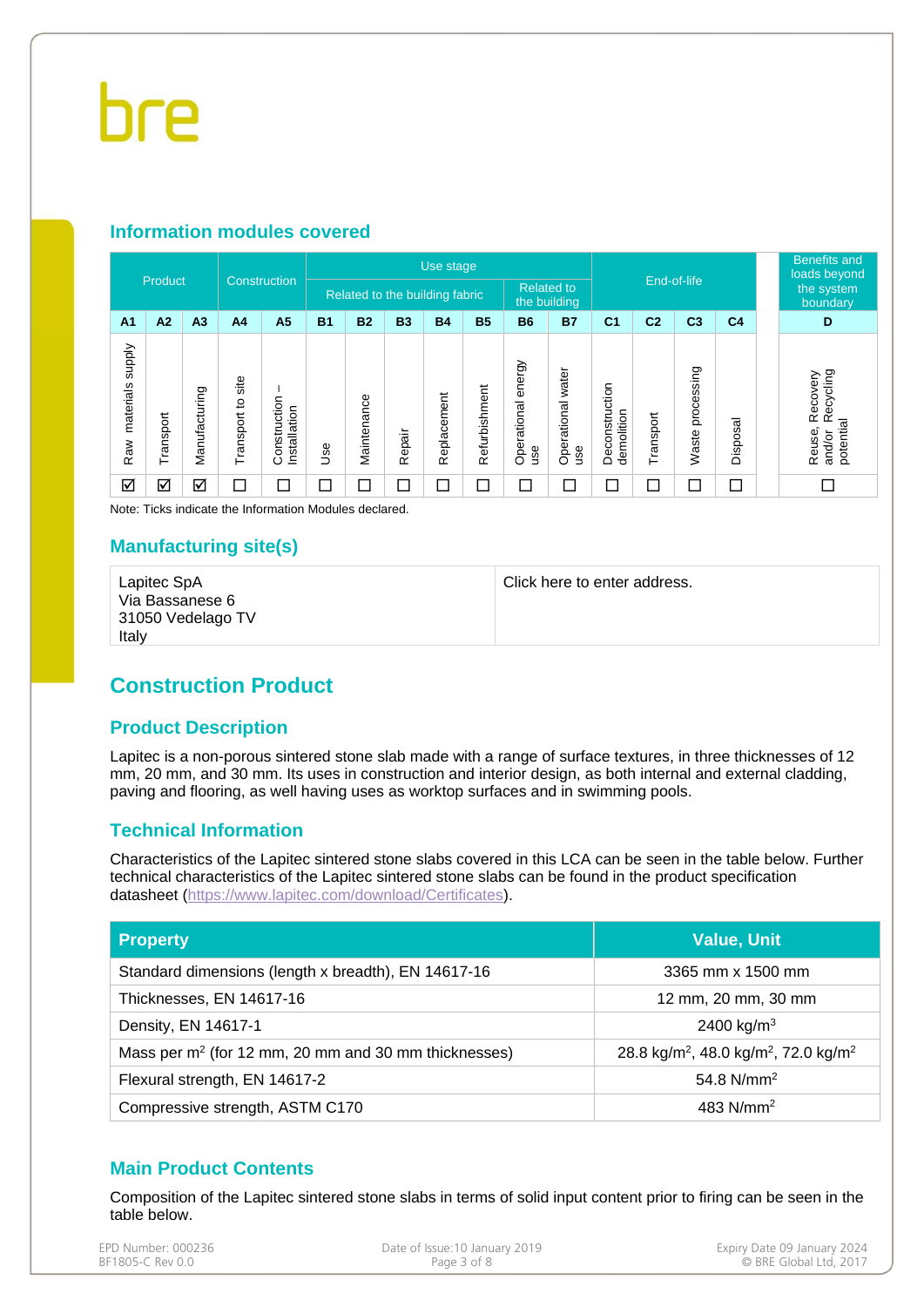## Information modules covered

| Product | | | Construction | | Use stage | | | | | | | End-of-life | | | | Benefits and loads beyond the system boundary |
|---|---|---|---|---|---|---|---|---|---|---|---|---|---|---|---|---|
| | | | | | Related to the building fabric | | | | | Related to the building | | | | | | |
| A1 | A2 | A3 | A4 | A5 | B1 | B2 | B3 | B4 | B5 | B6 | B7 | C1 | C2 | C3 | C4 | D |
| Raw materials supply | Transport | Manufacturing | Transport to site | Construction – Installation | Use | Maintenance | Repair | Replacement | Refurbishment | Operational energy use | Operational water use | Deconstruction demolition | Transport | Waste processing | Disposal | Reuse, Recovery and/or Recycling potential |
| ☑ | ☑ | ☑ | ☐ | ☐ | ☐ | ☐ | ☐ | ☐ | ☐ | ☐ | ☐ | ☐ | ☐ | ☐ | ☐ | ☐ |

Note: Ticks indicate the Information Modules declared.

## Manufacturing site(s)

| | |
|---|---|
| Lapitec SpA<br>Via Bassanese 6<br>31050 Vedelago TV<br>Italy | Click here to enter address. |

# Construction Product

## Product Description

Lapitec is a non-porous sintered stone slab made with a range of surface textures, in three thicknesses of 12 mm, 20 mm, and 30 mm. Its uses in construction and interior design, as both internal and external cladding, paving and flooring, as well having uses as worktop surfaces and in swimming pools.

## Technical Information

Characteristics of the Lapitec sintered stone slabs covered in this LCA can be seen in the table below. Further technical characteristics of the Lapitec sintered stone slabs can be found in the product specification datasheet (https://www.lapitec.com/download/Certificates).

| Property | Value, Unit |
|---|---|
| Standard dimensions (length x breadth), EN 14617-16 | 3365 mm x 1500 mm |
| Thicknesses, EN 14617-16 | 12 mm, 20 mm, 30 mm |
| Density, EN 14617-1 | 2400 kg/m$^3$ |
| Mass per m$^2$ (for 12 mm, 20 mm and 30 mm thicknesses) | 28.8 kg/m$^2$, 48.0 kg/m$^2$, 72.0 kg/m$^2$ |
| Flexural strength, EN 14617-2 | 54.8 N/mm$^2$ |
| Compressive strength, ASTM C170 | 483 N/mm$^2$ |

## Main Product Contents

Composition of the Lapitec sintered stone slabs in terms of solid input content prior to firing can be seen in the table below.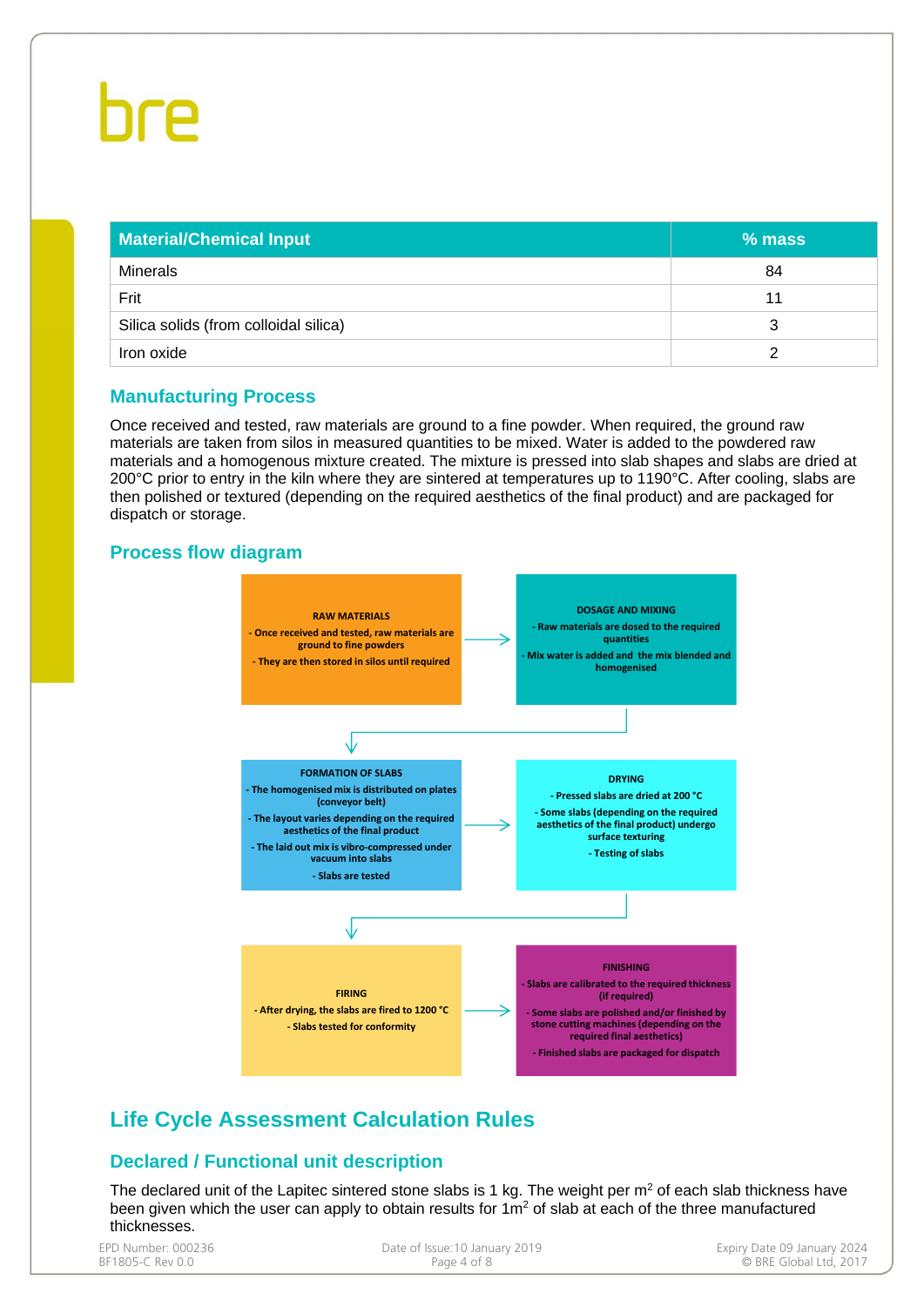| Material/Chemical Input | % mass |
|---|---|
| Minerals | 84 |
| Frit | 11 |
| Silica solids (from colloidal silica) | 3 |
| Iron oxide | 2 |

## Manufacturing Process

Once received and tested, raw materials are ground to a fine powder. When required, the ground raw materials are taken from silos in measured quantities to be mixed. Water is added to the powdered raw materials and a homogenous mixture created. The mixture is pressed into slab shapes and slabs are dried at 200°C prior to entry in the kiln where they are sintered at temperatures up to 1190°C. After cooling, slabs are then polished or textured (depending on the required aesthetics of the final product) and are packaged for dispatch or storage.

## Process flow diagram

**RAW MATERIALS**
- Once received and tested, raw materials are ground to fine powders
- They are then stored in silos until required

→

**DOSAGE AND MIXING**
- Raw materials are dosed to the required quantities
- Mix water is added and the mix blended and homogenised

↓

**FORMATION OF SLABS**
- The homogenised mix is distributed on plates (conveyor belt)
- The layout varies depending on the required aesthetics of the final product
- The laid out mix is vibro-compressed under vacuum into slabs
- Slabs are tested

→

**DRYING**
- Pressed slabs are dried at 200 °C
- Some slabs (depending on the required aesthetics of the final product) undergo surface texturing
- Testing of slabs

↓

**FIRING**
- After drying, the slabs are fired to 1200 °C
- Slabs tested for conformity

→

**FINISHING**
- Slabs are calibrated to the required thickness (if required)
- Some slabs are polished and/or finished by stone cutting machines (depending on the required final aesthetics)
- Finished slabs are packaged for dispatch

# Life Cycle Assessment Calculation Rules

## Declared / Functional unit description

The declared unit of the Lapitec sintered stone slabs is 1 kg. The weight per $m^2$ of each slab thickness have been given which the user can apply to obtain results for $1m^2$ of slab at each of the three manufactured thicknesses.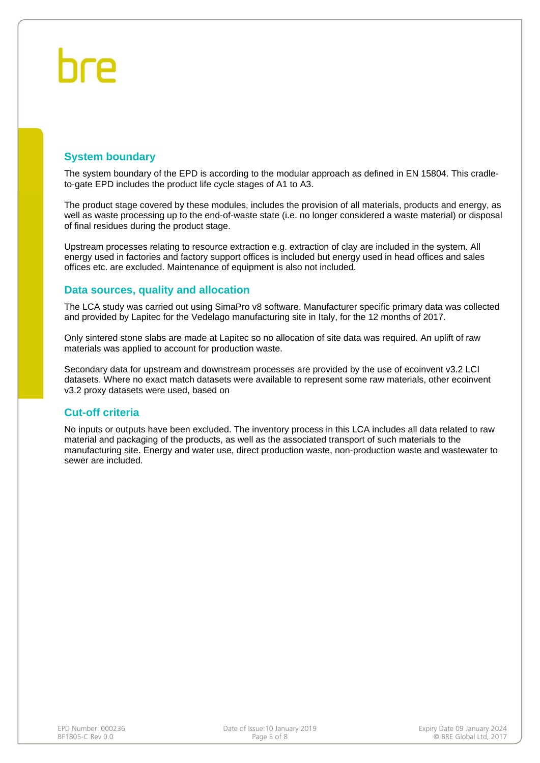## System boundary

The system boundary of the EPD is according to the modular approach as defined in EN 15804. This cradle-to-gate EPD includes the product life cycle stages of A1 to A3.

The product stage covered by these modules, includes the provision of all materials, products and energy, as well as waste processing up to the end-of-waste state (i.e. no longer considered a waste material) or disposal of final residues during the product stage.

Upstream processes relating to resource extraction e.g. extraction of clay are included in the system. All energy used in factories and factory support offices is included but energy used in head offices and sales offices etc. are excluded. Maintenance of equipment is also not included.

## Data sources, quality and allocation

The LCA study was carried out using SimaPro v8 software. Manufacturer specific primary data was collected and provided by Lapitec for the Vedelago manufacturing site in Italy, for the 12 months of 2017.

Only sintered stone slabs are made at Lapitec so no allocation of site data was required. An uplift of raw materials was applied to account for production waste.

Secondary data for upstream and downstream processes are provided by the use of ecoinvent v3.2 LCI datasets. Where no exact match datasets were available to represent some raw materials, other ecoinvent v3.2 proxy datasets were used, based on

## Cut-off criteria

No inputs or outputs have been excluded. The inventory process in this LCA includes all data related to raw material and packaging of the products, as well as the associated transport of such materials to the manufacturing site. Energy and water use, direct production waste, non-production waste and wastewater to sewer are included.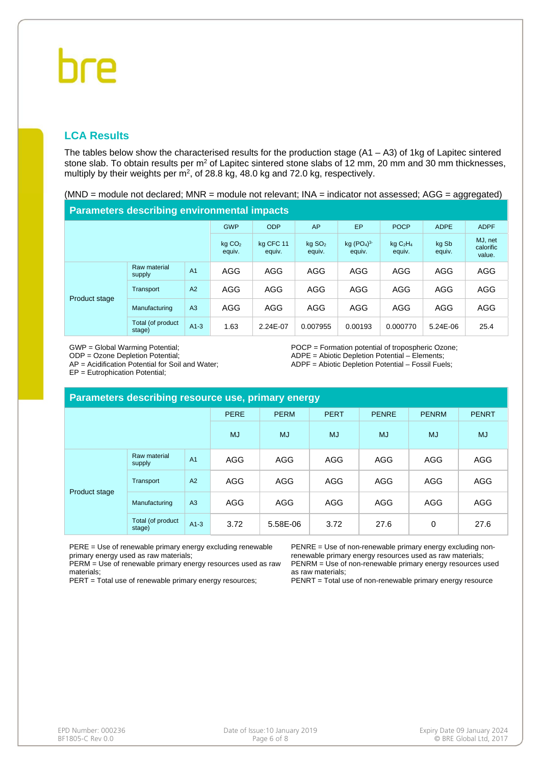## LCA Results

The tables below show the characterised results for the production stage (A1 – A3) of 1kg of Lapitec sintered stone slab. To obtain results per m² of Lapitec sintered stone slabs of 12 mm, 20 mm and 30 mm thicknesses, multiply by their weights per m², of 28.8 kg, 48.0 kg and 72.0 kg, respectively.

(MND = module not declared; MNR = module not relevant; INA = indicator not assessed; AGG = aggregated)

| Parameters describing environmental impacts | | | | | | | | | |
|---|---|---|---|---|---|---|---|---|---|
| | | | GWP | ODP | AP | EP | POCP | ADPE | ADPF |
| | | | kg $CO_2$ equiv. | kg CFC 11 equiv. | kg $SO_2$ equiv. | kg $(PO_4)^{3-}$ equiv. | kg $C_2H_4$ equiv. | kg Sb equiv. | MJ, net calorific value. |
| Product stage | Raw material supply | A1 | AGG | AGG | AGG | AGG | AGG | AGG | AGG |
| | Transport | A2 | AGG | AGG | AGG | AGG | AGG | AGG | AGG |
| | Manufacturing | A3 | AGG | AGG | AGG | AGG | AGG | AGG | AGG |
| | Total (of product stage) | A1-3 | 1.63 | 2.24E-07 | 0.007955 | 0.00193 | 0.000770 | 5.24E-06 | 25.4 |

GWP = Global Warming Potential;
ODP = Ozone Depletion Potential;
AP = Acidification Potential for Soil and Water;
EP = Eutrophication Potential;
POCP = Formation potential of tropospheric Ozone;
ADPE = Abiotic Depletion Potential – Elements;
ADPF = Abiotic Depletion Potential – Fossil Fuels;

| Parameters describing resource use, primary energy | | | | | | | | |
|---|---|---|---|---|---|---|---|---|
| | | | PERE | PERM | PERT | PENRE | PENRM | PENRT |
| | | | MJ | MJ | MJ | MJ | MJ | MJ |
| Product stage | Raw material supply | A1 | AGG | AGG | AGG | AGG | AGG | AGG |
| | Transport | A2 | AGG | AGG | AGG | AGG | AGG | AGG |
| | Manufacturing | A3 | AGG | AGG | AGG | AGG | AGG | AGG |
| | Total (of product stage) | A1-3 | 3.72 | 5.58E-06 | 3.72 | 27.6 | 0 | 27.6 |

PERE = Use of renewable primary energy excluding renewable primary energy used as raw materials;
PERM = Use of renewable primary energy resources used as raw materials;
PERT = Total use of renewable primary energy resources;
PENRE = Use of non-renewable primary energy excluding non-renewable primary energy resources used as raw materials;
PENRM = Use of non-renewable primary energy resources used as raw materials;
PENRT = Total use of non-renewable primary energy resource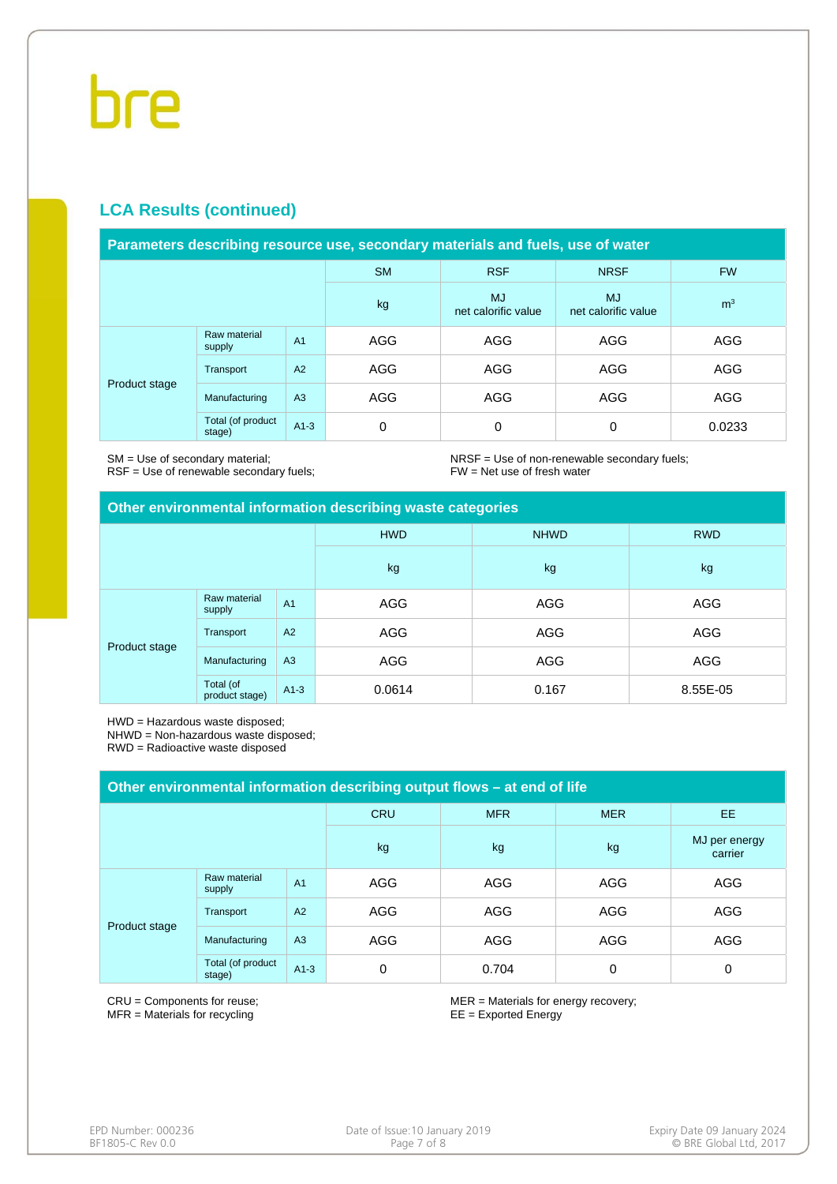## LCA Results (continued)

| Parameters describing resource use, secondary materials and fuels, use of water | | | | | | |
|---|---|---|---|---|---|---|
| | | | SM | RSF | NRSF | FW |
| | | | kg | MJ net calorific value | MJ net calorific value | $m^3$ |
| Product stage | Raw material supply | A1 | AGG | AGG | AGG | AGG |
| | Transport | A2 | AGG | AGG | AGG | AGG |
| | Manufacturing | A3 | AGG | AGG | AGG | AGG |
| | Total (of product stage) | A1-3 | 0 | 0 | 0 | 0.0233 |

SM = Use of secondary material;
RSF = Use of renewable secondary fuels;
NRSF = Use of non-renewable secondary fuels;
FW = Net use of fresh water

| Other environmental information describing waste categories | | | | | |
|---|---|---|---|---|---|
| | | | HWD | NHWD | RWD |
| | | | kg | kg | kg |
| Product stage | Raw material supply | A1 | AGG | AGG | AGG |
| | Transport | A2 | AGG | AGG | AGG |
| | Manufacturing | A3 | AGG | AGG | AGG |
| | Total (of product stage) | A1-3 | 0.0614 | 0.167 | 8.55E-05 |

HWD = Hazardous waste disposed;
NHWD = Non-hazardous waste disposed;
RWD = Radioactive waste disposed

| Other environmental information describing output flows – at end of life | | | | | | |
|---|---|---|---|---|---|---|
| | | | CRU | MFR | MER | EE |
| | | | kg | kg | kg | MJ per energy carrier |
| Product stage | Raw material supply | A1 | AGG | AGG | AGG | AGG |
| | Transport | A2 | AGG | AGG | AGG | AGG |
| | Manufacturing | A3 | AGG | AGG | AGG | AGG |
| | Total (of product stage) | A1-3 | 0 | 0.704 | 0 | 0 |

CRU = Components for reuse;
MFR = Materials for recycling
MER = Materials for energy recovery;
EE = Exported Energy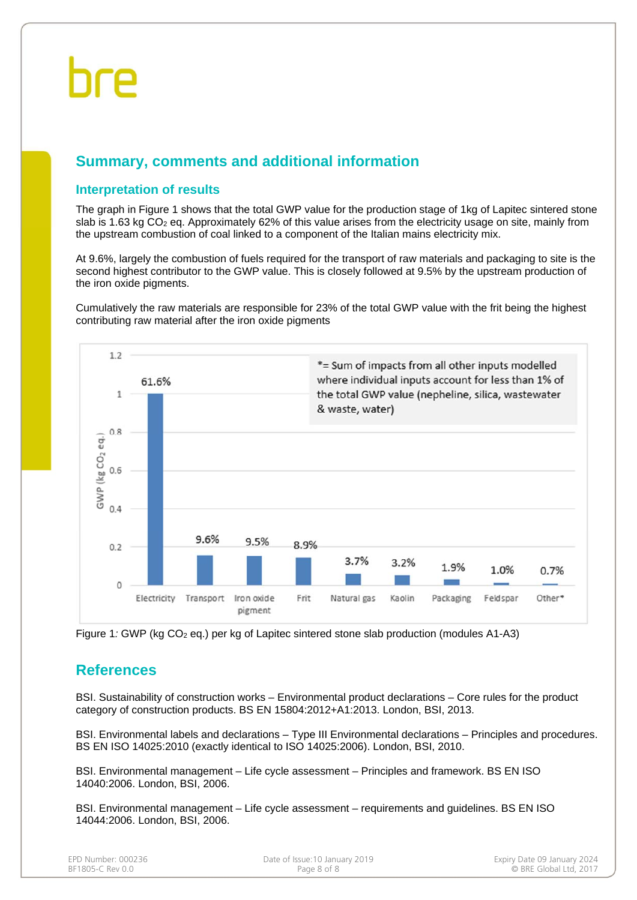## Summary, comments and additional information

### Interpretation of results

The graph in Figure 1 shows that the total GWP value for the production stage of 1kg of Lapitec sintered stone slab is 1.63 kg $CO_2$ eq. Approximately 62% of this value arises from the electricity usage on site, mainly from the upstream combustion of coal linked to a component of the Italian mains electricity mix.

At 9.6%, largely the combustion of fuels required for the transport of raw materials and packaging to site is the second highest contributor to the GWP value. This is closely followed at 9.5% by the upstream production of the iron oxide pigments.

Cumulatively the raw materials are responsible for 23% of the total GWP value with the frit being the highest contributing raw material after the iron oxide pigments

GWP (kg $CO_2$ eq.)

1.2
1
0.8
0.6
0.4
0.2
0

61.6%
9.6%
9.5%
8.9%
3.7%
3.2%
1.9%
1.0%
0.7%

Electricity
Transport
Iron oxide pigment
Frit
Natural gas
Kaolin
Packaging
Feldspar
Other*

*= Sum of impacts from all other inputs modelled where individual inputs account for less than 1% of the total GWP value (nepheline, silica, wastewater & waste, water)

Figure 1*:* GWP (kg $CO_2$ eq.) per kg of Lapitec sintered stone slab production (modules A1-A3)

## References

BSI. Sustainability of construction works – Environmental product declarations – Core rules for the product category of construction products. BS EN 15804:2012+A1:2013. London, BSI, 2013.

BSI. Environmental labels and declarations – Type III Environmental declarations – Principles and procedures. BS EN ISO 14025:2010 (exactly identical to ISO 14025:2006). London, BSI, 2010.

BSI. Environmental management – Life cycle assessment – Principles and framework. BS EN ISO 14040:2006. London, BSI, 2006.

BSI. Environmental management – Life cycle assessment – requirements and guidelines. BS EN ISO 14044:2006. London, BSI, 2006.